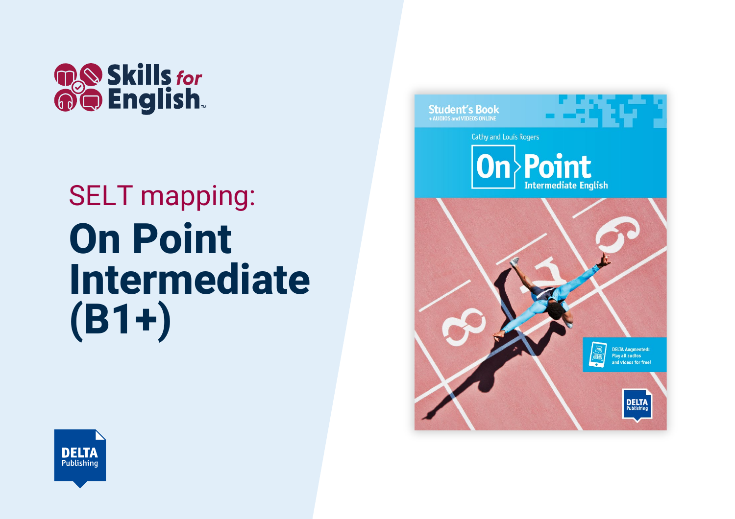Skills for English™

SELT mapping:

# On Point Intermediate (B1+)

Student's Book
+ AUDIOS and VIDEOS ONLINE

Cathy and Louis Rogers

On Point
Intermediate English

DELTA Augmented: Play all audios and videos for free!

DELTA Publishing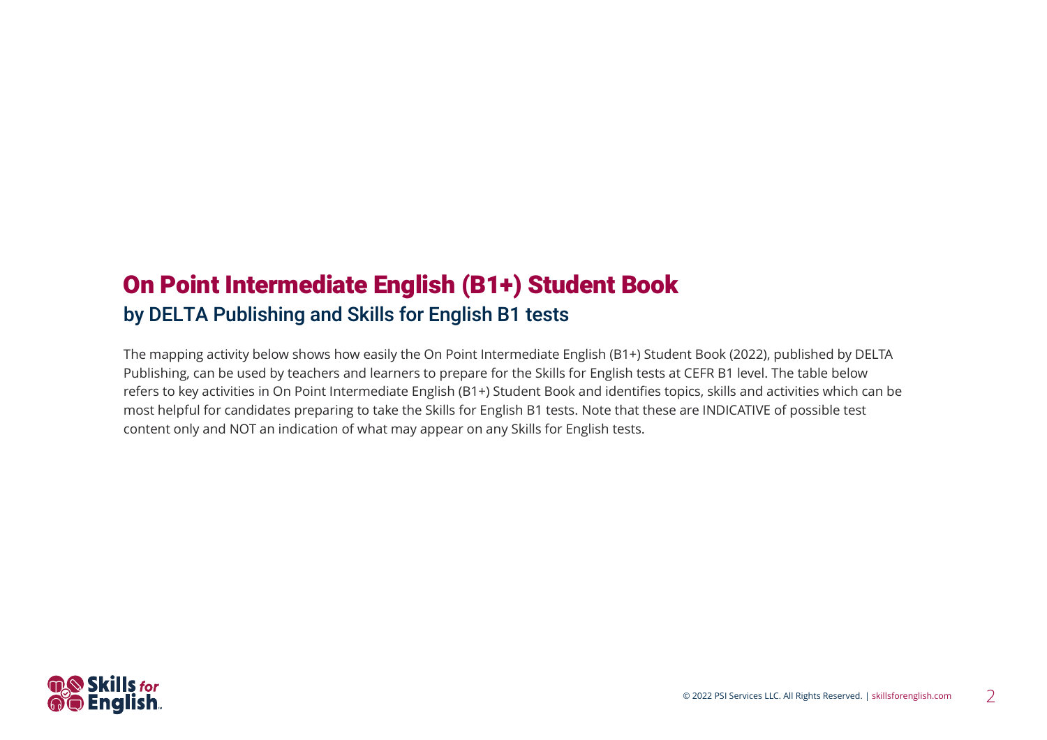# On Point Intermediate English (B1+) Student Book

## by DELTA Publishing and Skills for English B1 tests

The mapping activity below shows how easily the On Point Intermediate English (B1+) Student Book (2022), published by DELTA Publishing, can be used by teachers and learners to prepare for the Skills for English tests at CEFR B1 level. The table below refers to key activities in On Point Intermediate English (B1+) Student Book and identifies topics, skills and activities which can be most helpful for candidates preparing to take the Skills for English B1 tests. Note that these are INDICATIVE of possible test content only and NOT an indication of what may appear on any Skills for English tests.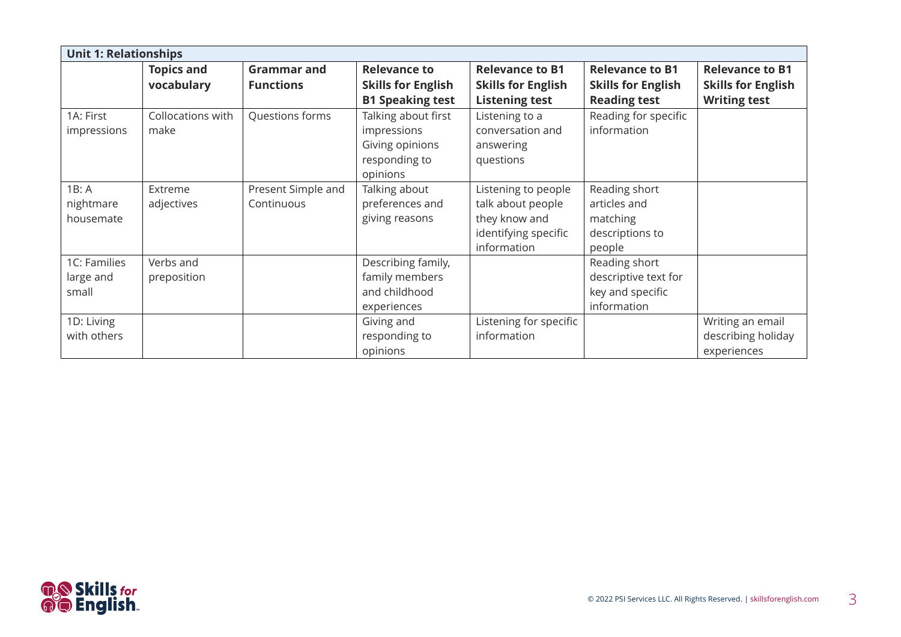| Unit 1: Relationships | | | | | | |
|---|---|---|---|---|---|---|
| | **Topics and vocabulary** | **Grammar and Functions** | **Relevance to Skills for English B1 Speaking test** | **Relevance to B1 Skills for English Listening test** | **Relevance to B1 Skills for English Reading test** | **Relevance to B1 Skills for English Writing test** |
| 1A: First impressions | Collocations with make | Questions forms | Talking about first impressions Giving opinions responding to opinions | Listening to a conversation and answering questions | Reading for specific information | |
| 1B: A nightmare housemate | Extreme adjectives | Present Simple and Continuous | Talking about preferences and giving reasons | Listening to people talk about people they know and identifying specific information | Reading short articles and matching descriptions to people | |
| 1C: Families large and small | Verbs and preposition | | Describing family, family members and childhood experiences | | Reading short descriptive text for key and specific information | |
| 1D: Living with others | | | Giving and responding to opinions | Listening for specific information | | Writing an email describing holiday experiences |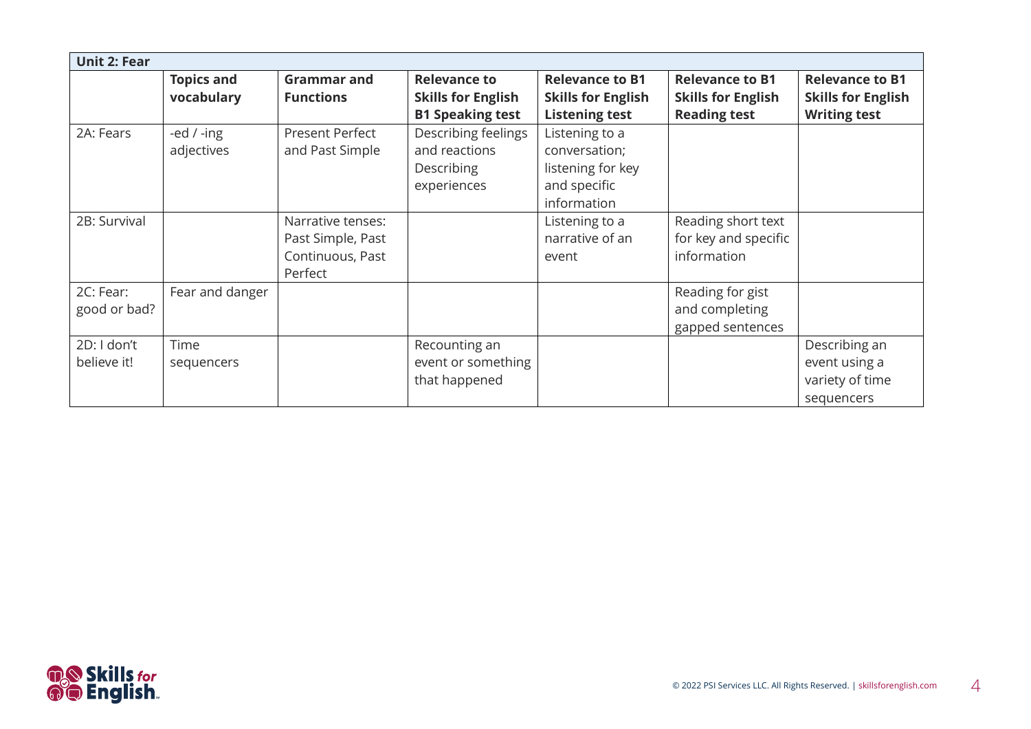| Unit 2: Fear | | | | | | |
|---|---|---|---|---|---|---|
| | **Topics and vocabulary** | **Grammar and Functions** | **Relevance to Skills for English B1 Speaking test** | **Relevance to B1 Skills for English Listening test** | **Relevance to B1 Skills for English Reading test** | **Relevance to B1 Skills for English Writing test** |
| 2A: Fears | -ed / -ing adjectives | Present Perfect and Past Simple | Describing feelings and reactions Describing experiences | Listening to a conversation; listening for key and specific information | | |
| 2B: Survival | | Narrative tenses: Past Simple, Past Continuous, Past Perfect | | Listening to a narrative of an event | Reading short text for key and specific information | |
| 2C: Fear: good or bad? | Fear and danger | | | | Reading for gist and completing gapped sentences | |
| 2D: I don't believe it! | Time sequencers | | Recounting an event or something that happened | | | Describing an event using a variety of time sequencers |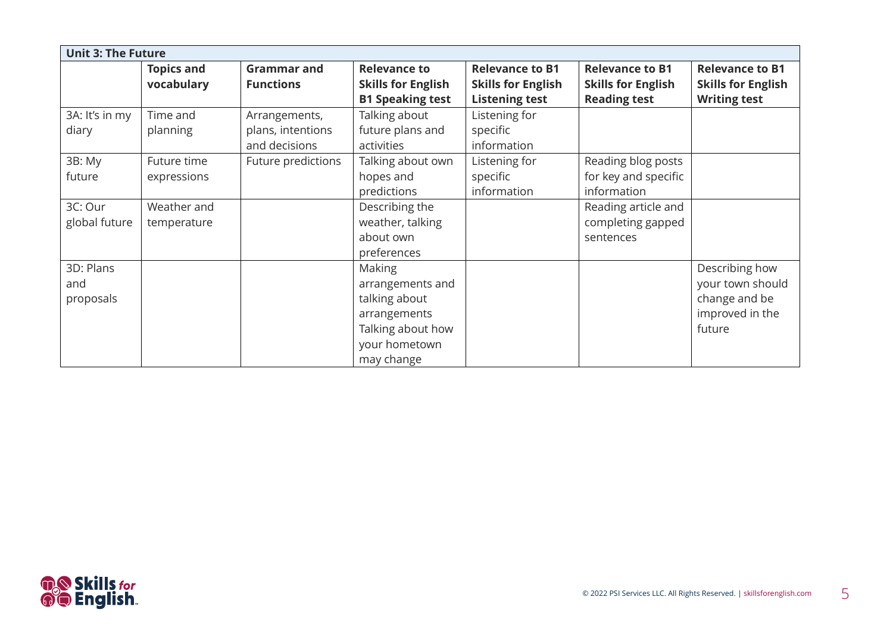| Unit 3: The Future | | | | | | |
|---|---|---|---|---|---|---|
| | **Topics and vocabulary** | **Grammar and Functions** | **Relevance to Skills for English B1 Speaking test** | **Relevance to B1 Skills for English Listening test** | **Relevance to B1 Skills for English Reading test** | **Relevance to B1 Skills for English Writing test** |
| 3A: It's in my diary | Time and planning | Arrangements, plans, intentions and decisions | Talking about future plans and activities | Listening for specific information | | |
| 3B: My future | Future time expressions | Future predictions | Talking about own hopes and predictions | Listening for specific information | Reading blog posts for key and specific information | |
| 3C: Our global future | Weather and temperature | | Describing the weather, talking about own preferences | | Reading article and completing gapped sentences | |
| 3D: Plans and proposals | | | Making arrangements and talking about arrangements<br>Talking about how your hometown may change | | | Describing how your town should change and be improved in the future |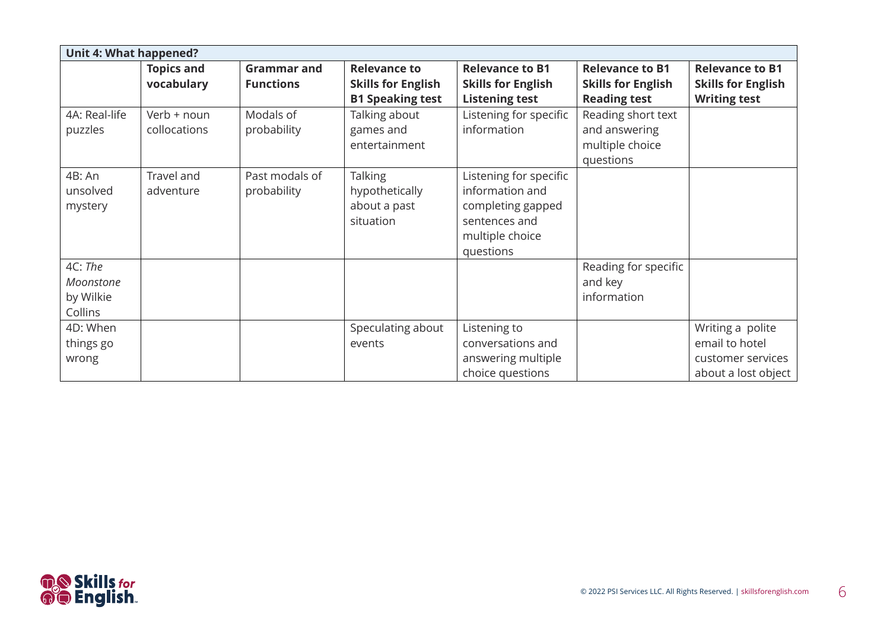| Unit 4: What happened? | | | | | | |
|---|---|---|---|---|---|---|
| | **Topics and vocabulary** | **Grammar and Functions** | **Relevance to Skills for English B1 Speaking test** | **Relevance to B1 Skills for English Listening test** | **Relevance to B1 Skills for English Reading test** | **Relevance to B1 Skills for English Writing test** |
| 4A: Real-life puzzles | Verb + noun collocations | Modals of probability | Talking about games and entertainment | Listening for specific information | Reading short text and answering multiple choice questions | |
| 4B: An unsolved mystery | Travel and adventure | Past modals of probability | Talking hypothetically about a past situation | Listening for specific information and completing gapped sentences and multiple choice questions | | |
| 4C: *The Moonstone* by Wilkie Collins | | | | | Reading for specific and key information | |
| 4D: When things go wrong | | | Speculating about events | Listening to conversations and answering multiple choice questions | | Writing a polite email to hotel customer services about a lost object |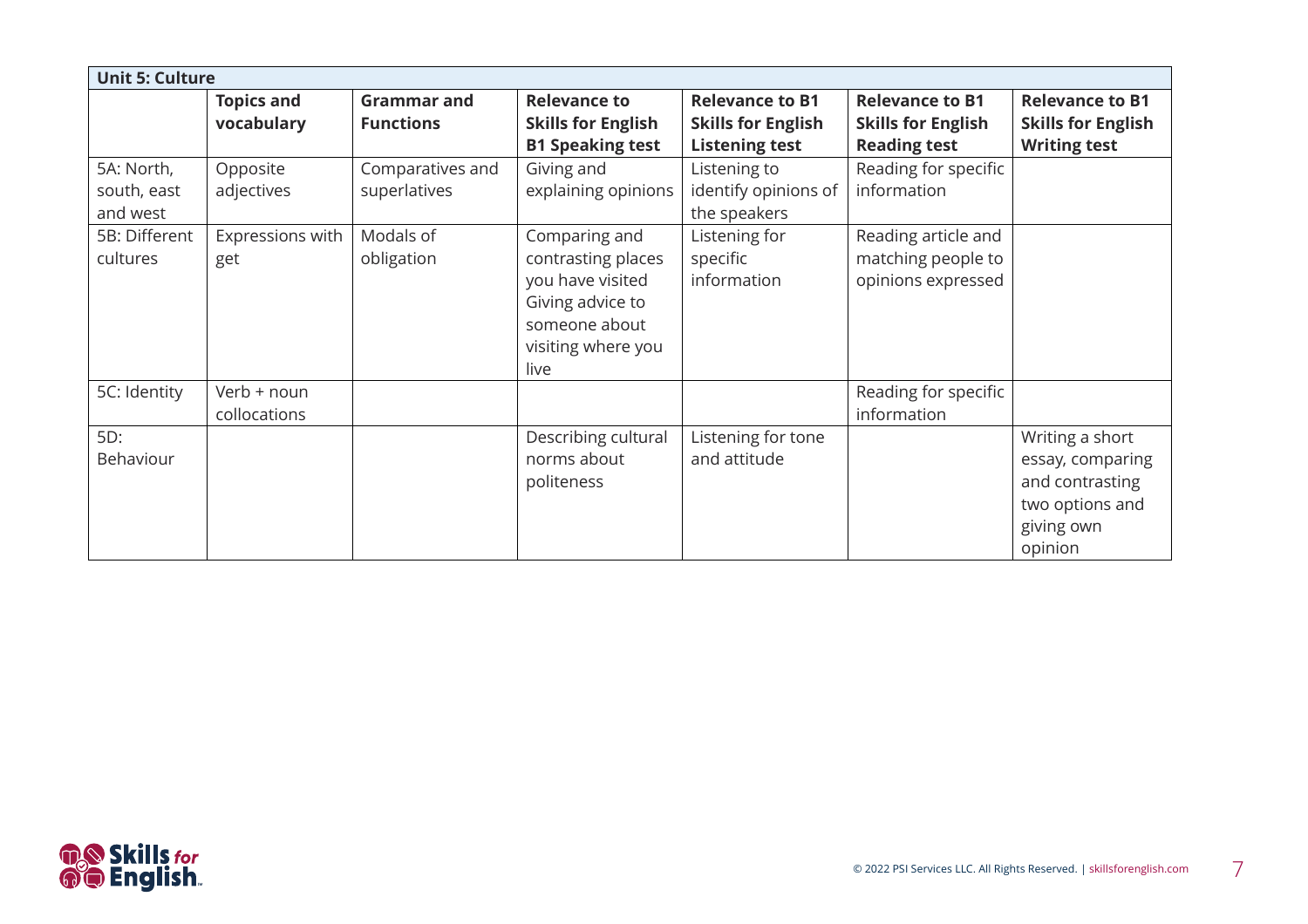| Unit 5: Culture | | | | | | |
|---|---|---|---|---|---|---|
| | **Topics and vocabulary** | **Grammar and Functions** | **Relevance to Skills for English B1 Speaking test** | **Relevance to B1 Skills for English Listening test** | **Relevance to B1 Skills for English Reading test** | **Relevance to B1 Skills for English Writing test** |
| 5A: North, south, east and west | Opposite adjectives | Comparatives and superlatives | Giving and explaining opinions | Listening to identify opinions of the speakers | Reading for specific information | |
| 5B: Different cultures | Expressions with get | Modals of obligation | Comparing and contrasting places you have visited<br>Giving advice to someone about visiting where you live | Listening for specific information | Reading article and matching people to opinions expressed | |
| 5C: Identity | Verb + noun collocations | | | | Reading for specific information | |
| 5D: Behaviour | | | Describing cultural norms about politeness | Listening for tone and attitude | | Writing a short essay, comparing and contrasting two options and giving own opinion |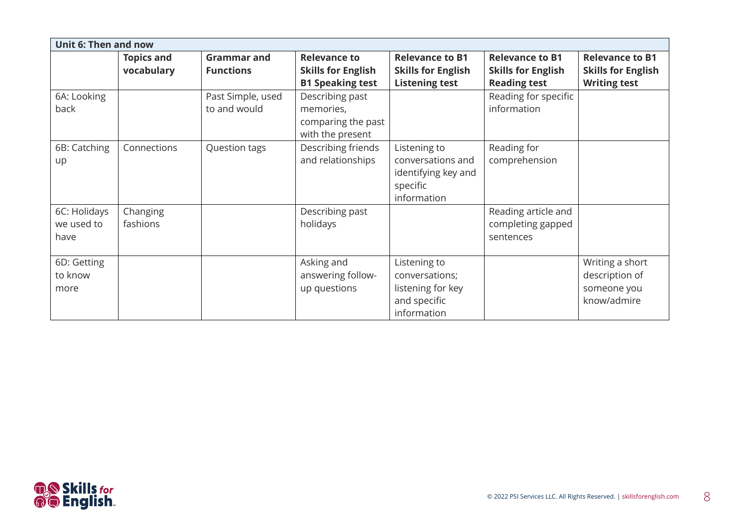| Unit 6: Then and now | | | | | | |
|---|---|---|---|---|---|---|
| | **Topics and vocabulary** | **Grammar and Functions** | **Relevance to Skills for English B1 Speaking test** | **Relevance to B1 Skills for English Listening test** | **Relevance to B1 Skills for English Reading test** | **Relevance to B1 Skills for English Writing test** |
| 6A: Looking back | | Past Simple, used to and would | Describing past memories, comparing the past with the present | | Reading for specific information | |
| 6B: Catching up | Connections | Question tags | Describing friends and relationships | Listening to conversations and identifying key and specific information | Reading for comprehension | |
| 6C: Holidays we used to have | Changing fashions | | Describing past holidays | | Reading article and completing gapped sentences | |
| 6D: Getting to know more | | | Asking and answering follow-up questions | Listening to conversations; listening for key and specific information | | Writing a short description of someone you know/admire |

© 2022 PSI Services LLC. All Rights Reserved. | skillsforenglish.com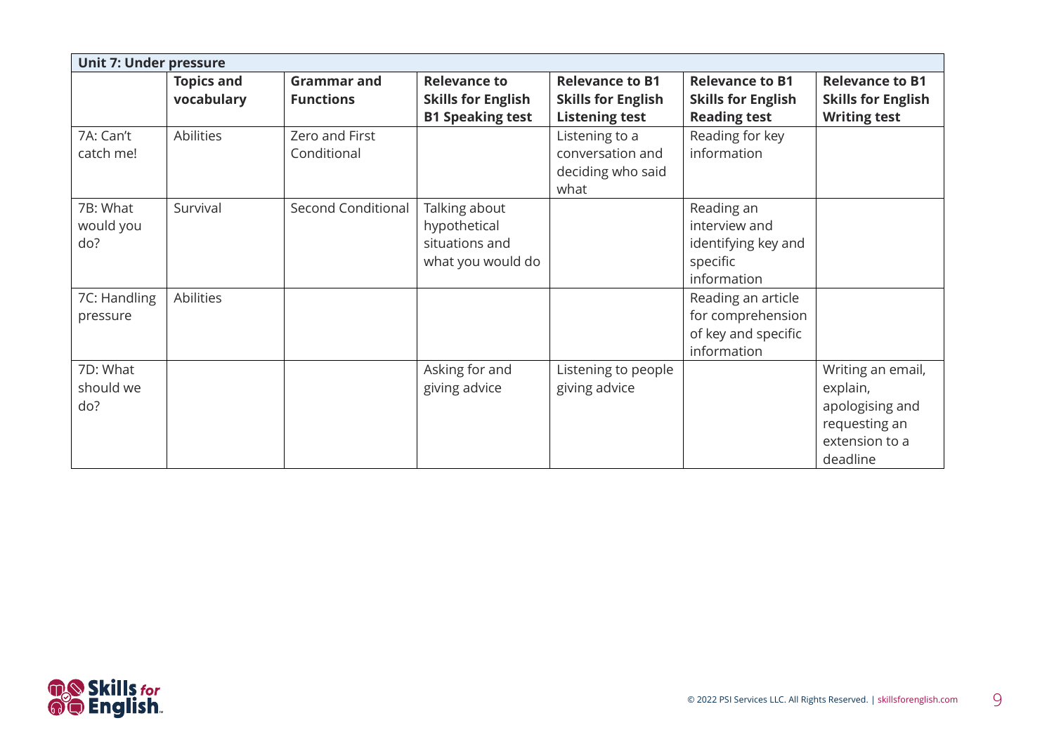| Unit 7: Under pressure | | | | | | |
|---|---|---|---|---|---|---|
| | **Topics and vocabulary** | **Grammar and Functions** | **Relevance to Skills for English B1 Speaking test** | **Relevance to B1 Skills for English Listening test** | **Relevance to B1 Skills for English Reading test** | **Relevance to B1 Skills for English Writing test** |
| 7A: Can't catch me! | Abilities | Zero and First Conditional | | Listening to a conversation and deciding who said what | Reading for key information | |
| 7B: What would you do? | Survival | Second Conditional | Talking about hypothetical situations and what you would do | | Reading an interview and identifying key and specific information | |
| 7C: Handling pressure | Abilities | | | | Reading an article for comprehension of key and specific information | |
| 7D: What should we do? | | | Asking for and giving advice | Listening to people giving advice | | Writing an email, explain, apologising and requesting an extension to a deadline |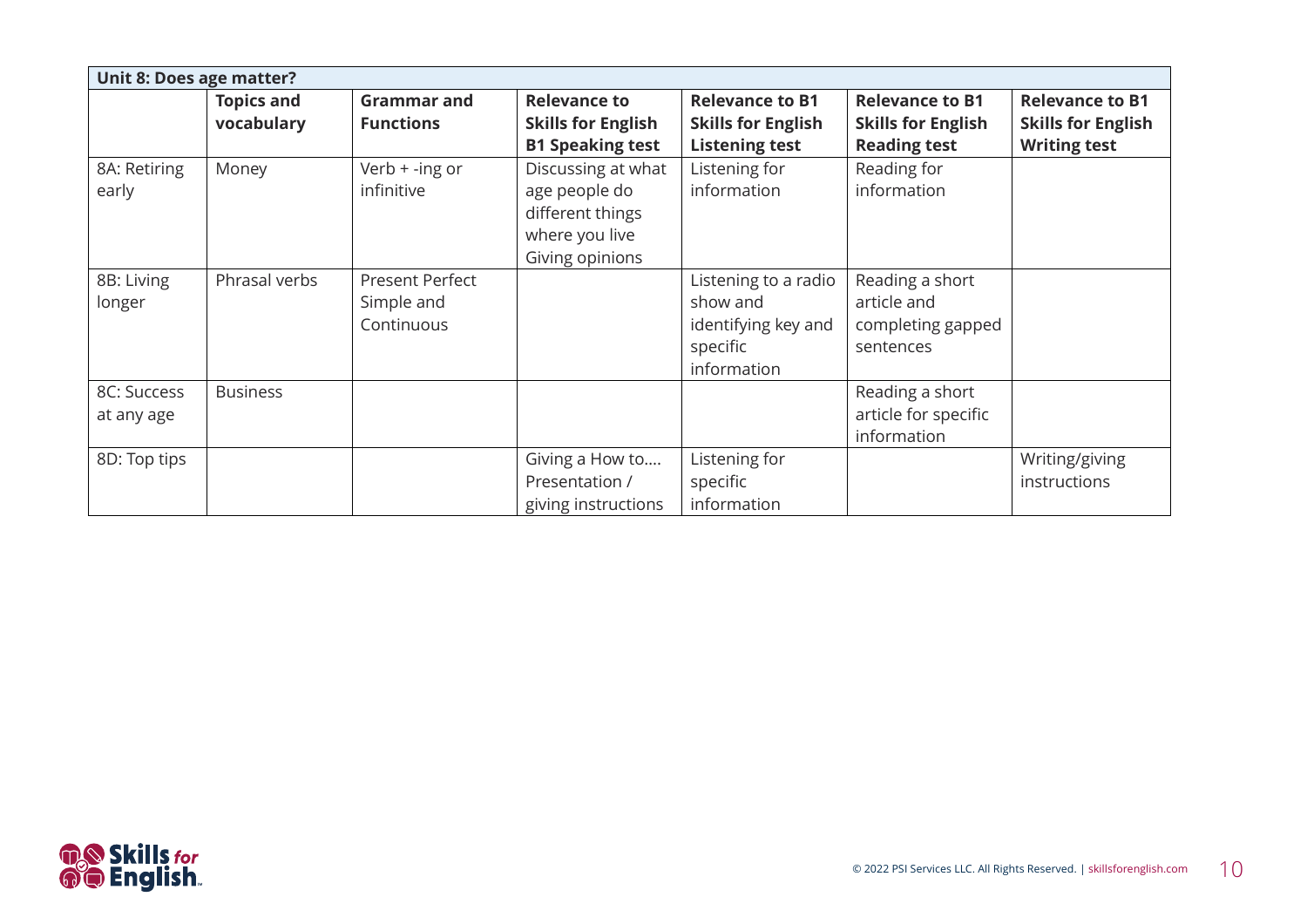| Unit 8: Does age matter? | | | | | | |
|---|---|---|---|---|---|---|
| | **Topics and vocabulary** | **Grammar and Functions** | **Relevance to Skills for English B1 Speaking test** | **Relevance to B1 Skills for English Listening test** | **Relevance to B1 Skills for English Reading test** | **Relevance to B1 Skills for English Writing test** |
| 8A: Retiring early | Money | Verb + -ing or infinitive | Discussing at what age people do different things where you live Giving opinions | Listening for information | Reading for information | |
| 8B: Living longer | Phrasal verbs | Present Perfect Simple and Continuous | | Listening to a radio show and identifying key and specific information | Reading a short article and completing gapped sentences | |
| 8C: Success at any age | Business | | | | Reading a short article for specific information | |
| 8D: Top tips | | | Giving a How to…. Presentation / giving instructions | Listening for specific information | | Writing/giving instructions |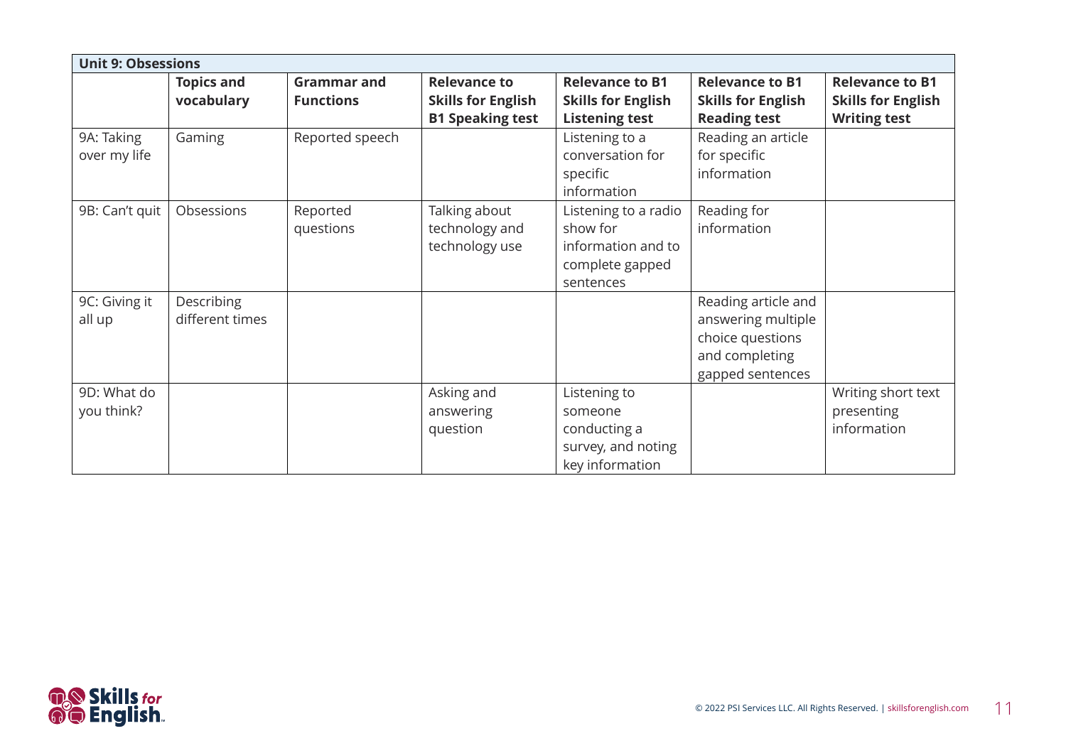| Unit 9: Obsessions | | | | | | |
|---|---|---|---|---|---|---|
| | **Topics and vocabulary** | **Grammar and Functions** | **Relevance to Skills for English B1 Speaking test** | **Relevance to B1 Skills for English Listening test** | **Relevance to B1 Skills for English Reading test** | **Relevance to B1 Skills for English Writing test** |
| 9A: Taking over my life | Gaming | Reported speech | | Listening to a conversation for specific information | Reading an article for specific information | |
| 9B: Can't quit | Obsessions | Reported questions | Talking about technology and technology use | Listening to a radio show for information and to complete gapped sentences | Reading for information | |
| 9C: Giving it all up | Describing different times | | | | Reading article and answering multiple choice questions and completing gapped sentences | |
| 9D: What do you think? | | | Asking and answering question | Listening to someone conducting a survey, and noting key information | | Writing short text presenting information |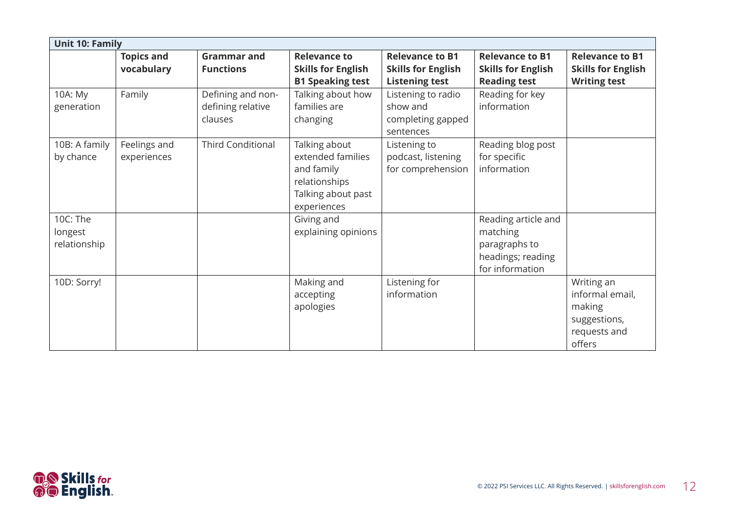| Unit 10: Family | | | | | | |
|---|---|---|---|---|---|---|
| | **Topics and vocabulary** | **Grammar and Functions** | **Relevance to Skills for English B1 Speaking test** | **Relevance to B1 Skills for English Listening test** | **Relevance to B1 Skills for English Reading test** | **Relevance to B1 Skills for English Writing test** |
| 10A: My generation | Family | Defining and non-defining relative clauses | Talking about how families are changing | Listening to radio show and completing gapped sentences | Reading for key information | |
| 10B: A family by chance | Feelings and experiences | Third Conditional | Talking about extended families and family relationships<br>Talking about past experiences | Listening to podcast, listening for comprehension | Reading blog post for specific information | |
| 10C: The longest relationship | | | Giving and explaining opinions | | Reading article and matching paragraphs to headings; reading for information | |
| 10D: Sorry! | | | Making and accepting apologies | Listening for information | | Writing an informal email, making suggestions, requests and offers |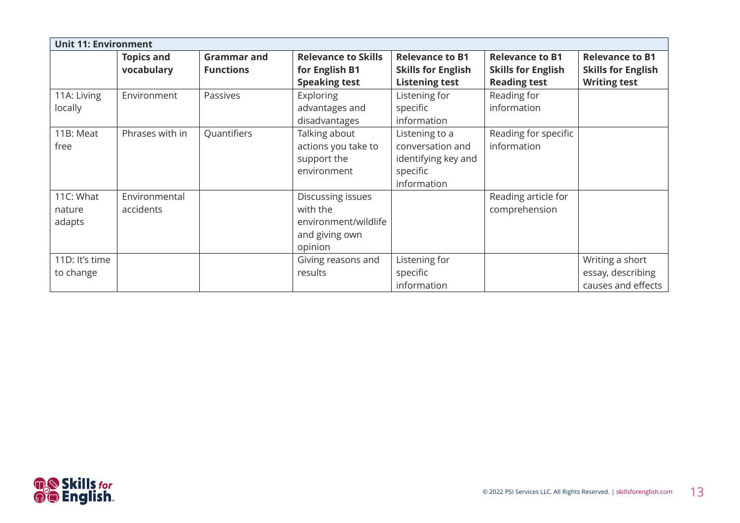| Unit 11: Environment | | | | | | |
|---|---|---|---|---|---|---|
| | **Topics and vocabulary** | **Grammar and Functions** | **Relevance to Skills for English B1 Speaking test** | **Relevance to B1 Skills for English Listening test** | **Relevance to B1 Skills for English Reading test** | **Relevance to B1 Skills for English Writing test** |
| 11A: Living locally | Environment | Passives | Exploring advantages and disadvantages | Listening for specific information | Reading for information | |
| 11B: Meat free | Phrases with in | Quantifiers | Talking about actions you take to support the environment | Listening to a conversation and identifying key and specific information | Reading for specific information | |
| 11C: What nature adapts | Environmental accidents | | Discussing issues with the environment/wildlife and giving own opinion | | Reading article for comprehension | |
| 11D: It's time to change | | | Giving reasons and results | Listening for specific information | | Writing a short essay, describing causes and effects |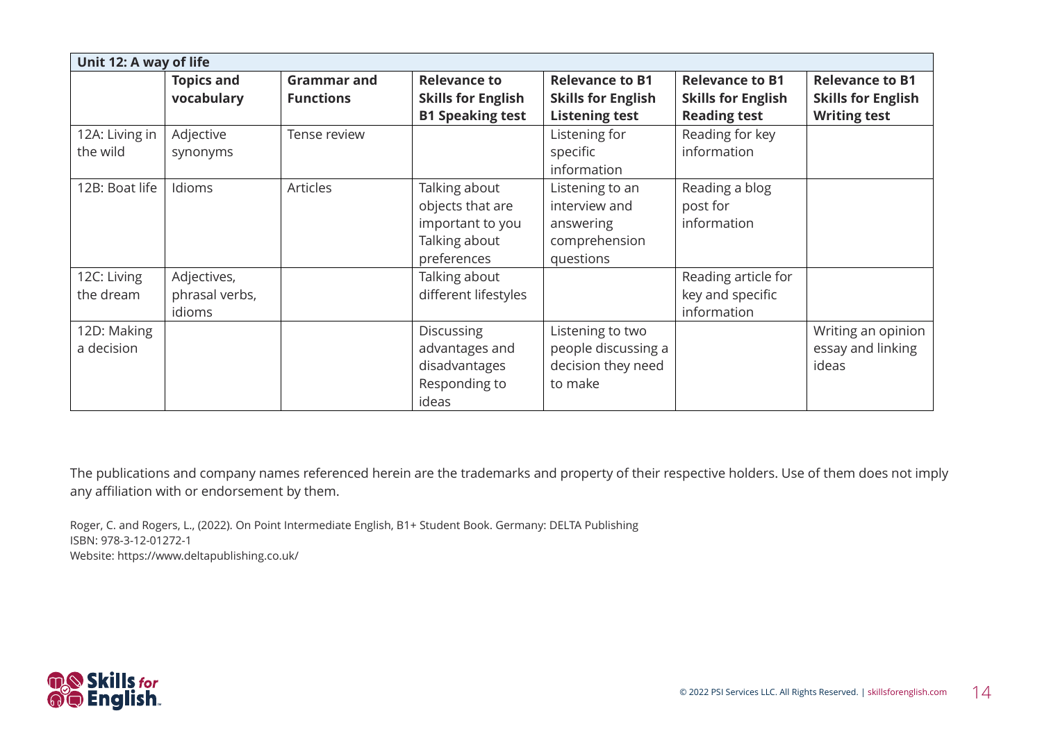| Unit 12: A way of life | | | | | | |
|---|---|---|---|---|---|---|
| | **Topics and vocabulary** | **Grammar and Functions** | **Relevance to Skills for English B1 Speaking test** | **Relevance to B1 Skills for English Listening test** | **Relevance to B1 Skills for English Reading test** | **Relevance to B1 Skills for English Writing test** |
| 12A: Living in the wild | Adjective synonyms | Tense review | | Listening for specific information | Reading for key information | |
| 12B: Boat life | Idioms | Articles | Talking about objects that are important to you Talking about preferences | Listening to an interview and answering comprehension questions | Reading a blog post for information | |
| 12C: Living the dream | Adjectives, phrasal verbs, idioms | | Talking about different lifestyles | | Reading article for key and specific information | |
| 12D: Making a decision | | | Discussing advantages and disadvantages Responding to ideas | Listening to two people discussing a decision they need to make | | Writing an opinion essay and linking ideas |

The publications and company names referenced herein are the trademarks and property of their respective holders. Use of them does not imply any affiliation with or endorsement by them.

Roger, C. and Rogers, L., (2022). On Point Intermediate English, B1+ Student Book. Germany: DELTA Publishing
ISBN: 978-3-12-01272-1
Website: https://www.deltapublishing.co.uk/

Skills for English

© 2022 PSI Services LLC. All Rights Reserved. | skillsforenglish.com